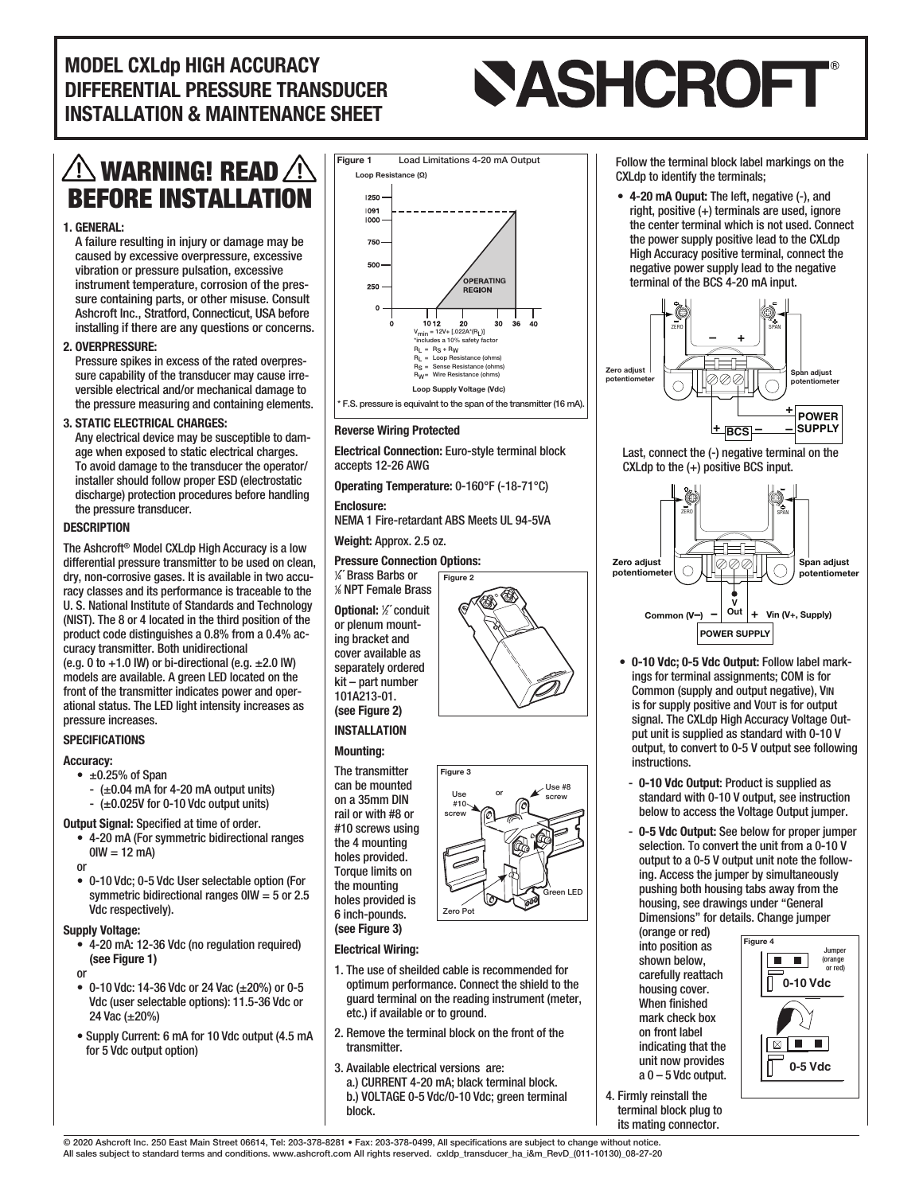# MODEL CXLdp HIGH ACCURACY DIFFERENTIAL PRESSURE TRANSDUCER INSTALLATION & MAINTENANCE SHEET

**ASHCROFT®**

## ⚠ WARNING! READ BEFORE INSTALLATION ⚠

**1. GENERAL:**
A failure resulting in injury or damage may be caused by excessive overpressure, excessive vibration or pressure pulsation, excessive instrument temperature, corrosion of the pressure containing parts, or other misuse. Consult Ashcroft Inc., Stratford, Connecticut, USA before installing if there are any questions or concerns.

**2. OVERPRESSURE:**
Pressure spikes in excess of the rated overpressure capability of the transducer may cause irreversible electrical and/or mechanical damage to the pressure measuring and containing elements.

**3. STATIC ELECTRICAL CHARGES:**
Any electrical device may be susceptible to damage when exposed to static electrical charges. To avoid damage to the transducer the operator/installer should follow proper ESD (electrostatic discharge) protection procedures before handling the pressure transducer.

### DESCRIPTION

The Ashcroft® Model CXLdp High Accuracy is a low differential pressure transmitter to be used on clean, dry, non-corrosive gases. It is available in two accuracy classes and its performance is traceable to the U. S. National Institute of Standards and Technology (NIST). The 8 or 4 located in the third position of the product code distinguishes a 0.8% from a 0.4% accuracy transmitter. Both unidirectional (e.g. 0 to +1.0 IW) or bi-directional (e.g. ±2.0 IW) models are available. A green LED located on the front of the transmitter indicates power and operational status. The LED light intensity increases as pressure increases.

### SPECIFICATIONS

**Accuracy:**
- ±0.25% of Span
  - (±0.04 mA for 4-20 mA output units)
  - (±0.025V for 0-10 Vdc output units)

**Output Signal:** Specified at time of order.
- 4-20 mA (For symmetric bidirectional ranges 0IW = 12 mA)

or

- 0-10 Vdc; 0-5 Vdc User selectable option (For symmetric bidirectional ranges 0IW = 5 or 2.5 Vdc respectively).

**Supply Voltage:**
- 4-20 mA: 12-36 Vdc (no regulation required) **(see Figure 1)**

or

- 0-10 Vdc: 14-36 Vdc or 24 Vac (±20%) or 0-5 Vdc (user selectable options): 11.5-36 Vdc or 24 Vac (±20%)
- Supply Current: 6 mA for 10 Vdc output (4.5 mA for 5 Vdc output option)

**Figure 1** Load Limitations 4-20 mA Output

Loop Resistance (Ω): 0, 250, 500, 750, 1000, 1091, 1250; OPERATING REGION; Loop Supply Voltage (Vdc): 0, 10, 12, 20, 30, 36, 40

$V_{min}$ = 12V+ [.022A*($R_L$)]
*includes a 10% safety factor
$R_L$ = $R_S$ + $R_W$
$R_L$ = Loop Resistance (ohms)
$R_S$ = Sense Resistance (ohms)
$R_W$ = Wire Resistance (ohms)

\* F.S. pressure is equivalnt to the span of the transmitter (16 mA).

**Reverse Wiring Protected**

**Electrical Connection:** Euro-style terminal block accepts 12-26 AWG

**Operating Temperature:** 0-160°F (-18-71°C)

**Enclosure:**
NEMA 1 Fire-retardant ABS Meets UL 94-5VA

**Weight:** Approx. 2.5 oz.

**Pressure Connection Options:**
¼˝ Brass Barbs or ⅛ NPT Female Brass

**Optional:** ½˝ conduit or plenum mounting bracket and cover available as separately ordered kit – part number 101A213-01. **(see Figure 2)**

Figure 2

### INSTALLATION

**Mounting:**

The transmitter can be mounted on a 35mm DIN rail or with #8 or #10 screws using the 4 mounting holes provided. Torque limits on the mounting holes provided is 6 inch-pounds. **(see Figure 3)**

Figure 3: Use #10 screw or Use #8 screw; Green LED; Zero Pot

**Electrical Wiring:**

1. The use of sheilded cable is recommended for optimum performance. Connect the shield to the guard terminal on the reading instrument (meter, etc.) if available or to ground.
2. Remove the terminal block on the front of the transmitter.
3. Available electrical versions are:
   a.) CURRENT 4-20 mA; black terminal block.
   b.) VOLTAGE 0-5 Vdc/0-10 Vdc; green terminal block.

Follow the terminal block label markings on the CXLdp to identify the terminals;

- **4-20 mA Ouput:** The left, negative (-), and right, positive (+) terminals are used, ignore the center terminal which is not used. Connect the power supply positive lead to the CXLdp High Accuracy positive terminal, connect the negative power supply lead to the negative terminal of the BCS 4-20 mA input.

(Diagram labels: ZERO, SPAN, Zero adjust potentiometer, Span adjust potentiometer, POWER SUPPLY, BCS)

Last, connect the (-) negative terminal on the CXLdp to the (+) positive BCS input.

(Diagram labels: ZERO, SPAN, Zero adjust potentiometer, Span adjust potentiometer, Common (V–), V Out, Vin (V+, Supply), POWER SUPPLY)

- **0-10 Vdc; 0-5 Vdc Output:** Follow label markings for terminal assignments; COM is for Common (supply and output negative), $V_{IN}$ is for supply positive and $V_{OUT}$ is for output signal. The CXLdp High Accuracy Voltage Output unit is supplied as standard with 0-10 V output, to convert to 0-5 V output see following instructions.
  - **0-10 Vdc Output:** Product is supplied as standard with 0-10 V output, see instruction below to access the Voltage Output jumper.
  - **0-5 Vdc Output:** See below for proper jumper selection. To convert the unit from a 0-10 V output to a 0-5 V output unit note the following. Access the jumper by simultaneously pushing both housing tabs away from the housing, see drawings under "General Dimensions" for details. Change jumper (orange or red) into position as shown below, carefully reattach housing cover. When finished mark check box on front label indicating that the unit now provides a 0 – 5 Vdc output.

Figure 4: Jumper (orange or red); 0-10 Vdc; 0-5 Vdc

4. Firmly reinstall the terminal block plug to its mating connector.

© 2020 Ashcroft Inc. 250 East Main Street 06614, Tel: 203-378-8281 • Fax: 203-378-0499, All specifications are subject to change without notice. All sales subject to standard terms and conditions. www.ashcroft.com All rights reserved. cxldp_transducer_ha_i&m_RevD_(011-10130)_08-27-20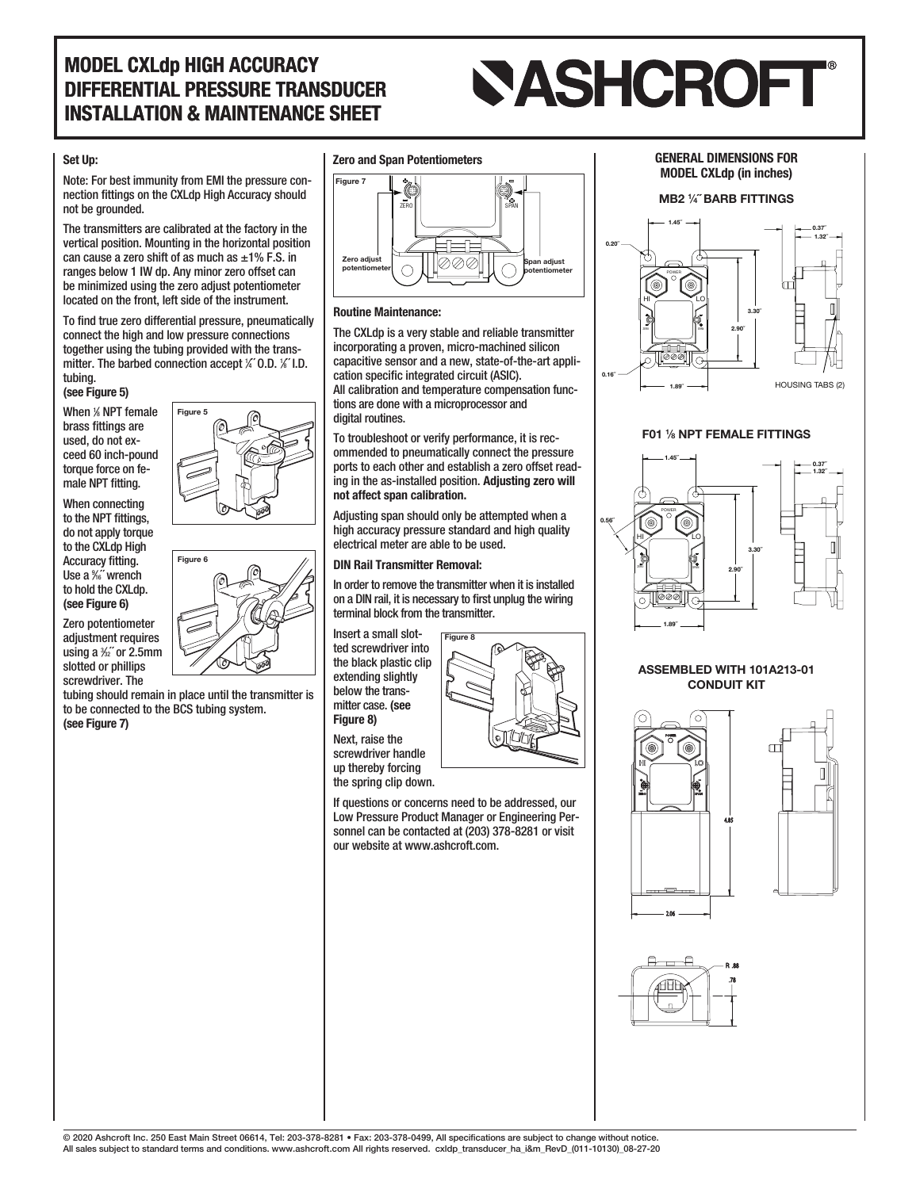# MODEL CXLdp HIGH ACCURACY DIFFERENTIAL PRESSURE TRANSDUCER INSTALLATION & MAINTENANCE SHEET

ASHCROFT®

### Set Up:

Note: For best immunity from EMI the pressure connection fittings on the CXLdp High Accuracy should not be grounded.

The transmitters are calibrated at the factory in the vertical position. Mounting in the horizontal position can cause a zero shift of as much as ±1% F.S. in ranges below 1 IW dp. Any minor zero offset can be minimized using the zero adjust potentiometer located on the front, left side of the instrument.

To find true zero differential pressure, pneumatically connect the high and low pressure connections together using the tubing provided with the transmitter. The barbed connection accept ¼˝ O.D. ⅛˝ I.D. tubing.
**(see Figure 5)**

When ⅛ NPT female brass fittings are used, do not exceed 60 inch-pound torque force on female NPT fitting.

Figure 5

When connecting to the NPT fittings, do not apply torque to the CXLdp High Accuracy fitting. Use a 9⁄16˝ wrench to hold the CXLdp. **(see Figure 6)**

Figure 6

Zero potentiometer adjustment requires using a 3⁄32˝ or 2.5mm slotted or phillips screwdriver. The tubing should remain in place until the transmitter is to be connected to the BCS tubing system.
**(see Figure 7)**

### Zero and Span Potentiometers

Figure 7

ZERO
SPAN
Zero adjust potentiometer
Span adjust potentiometer

### Routine Maintenance:

The CXLdp is a very stable and reliable transmitter incorporating a proven, micro-machined silicon capacitive sensor and a new, state-of-the-art application specific integrated circuit (ASIC).
All calibration and temperature compensation functions are done with a microprocessor and digital routines.

To troubleshoot or verify performance, it is recommended to pneumatically connect the pressure ports to each other and establish a zero offset reading in the as-installed position. **Adjusting zero will not affect span calibration.**

Adjusting span should only be attempted when a high accuracy pressure standard and high quality electrical meter are able to be used.

### DIN Rail Transmitter Removal:

In order to remove the transmitter when it is installed on a DIN rail, it is necessary to first unplug the wiring terminal block from the transmitter.

Insert a small slotted screwdriver into the black plastic clip extending slightly below the transmitter case. **(see Figure 8)**

Figure 8

Next, raise the screwdriver handle up thereby forcing the spring clip down.

If questions or concerns need to be addressed, our Low Pressure Product Manager or Engineering Personnel can be contacted at (203) 378-8281 or visit our website at www.ashcroft.com.

### GENERAL DIMENSIONS FOR MODEL CXLdp (in inches)

**MB2 ¼˝ BARB FITTINGS**

1.45˝
0.20˝
0.16˝
1.89˝
2.90˝
3.30˝
0.37˝
1.32˝
POWER
HI
LO
HOUSING TABS (2)

**F01 ⅛ NPT FEMALE FITTINGS**

1.45˝
0.56˝
1.89˝
2.90˝
3.30˝
0.37˝
1.32˝
POWER
HI
LO

**ASSEMBLED WITH 101A213-01 CONDUIT KIT**

4.85
2.06
R .88
.78

© 2020 Ashcroft Inc. 250 East Main Street 06614, Tel: 203-378-8281 • Fax: 203-378-0499, All specifications are subject to change without notice.
All sales subject to standard terms and conditions. www.ashcroft.com All rights reserved. cxldp_transducer_ha_i&m_RevD_(011-10130)_08-27-20